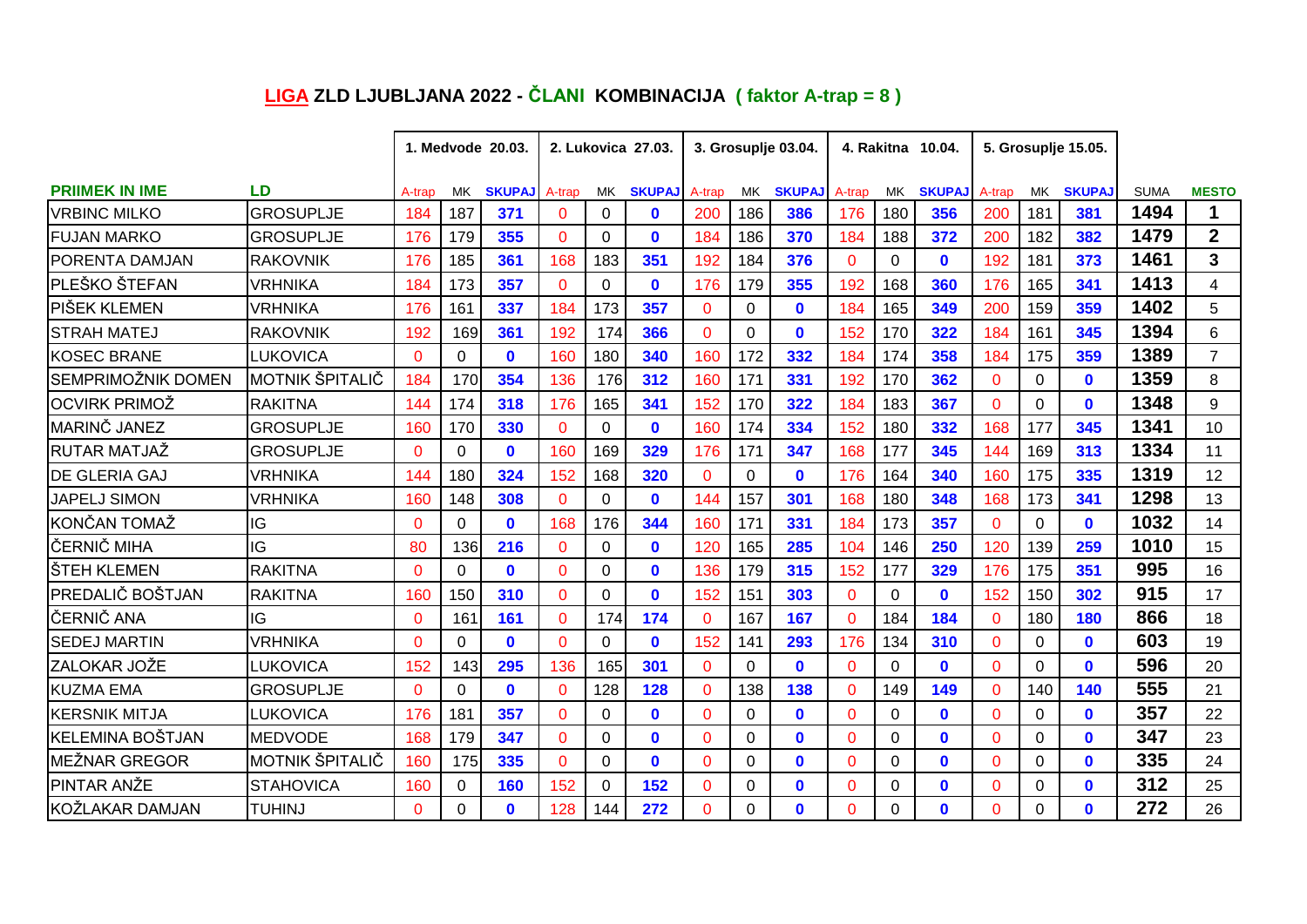## LIGA ZLD LJUBLJANA 2022 - ČLANI KOMBINACIJA ( faktor A-trap = 8 )

| | | 1. Medvode 20.03. | | | 2. Lukovica 27.03. | | | 3. Grosuplje 03.04. | | | 4. Rakitna 10.04. | | | 5. Grosuplje 15.05. | | | | |
|---|---|---|---|---|---|---|---|---|---|---|---|---|---|---|---|---|---|---|
| **PRIIMEK IN IME** | **LD** | A-trap | MK | **SKUPAJ** | A-trap | MK | **SKUPAJ** | A-trap | MK | **SKUPAJ** | A-trap | MK | **SKUPAJ** | A-trap | MK | **SKUPAJ** | SUMA | **MESTO** |
| VRBINC MILKO | GROSUPLJE | 184 | 187 | **371** | 0 | 0 | **0** | 200 | 186 | **386** | 176 | 180 | **356** | 200 | 181 | **381** | **1494** | **1** |
| FUJAN MARKO | GROSUPLJE | 176 | 179 | **355** | 0 | 0 | **0** | 184 | 186 | **370** | 184 | 188 | **372** | 200 | 182 | **382** | **1479** | **2** |
| PORENTA DAMJAN | RAKOVNIK | 176 | 185 | **361** | 168 | 183 | **351** | 192 | 184 | **376** | 0 | 0 | **0** | 192 | 181 | **373** | **1461** | **3** |
| PLEŠKO ŠTEFAN | VRHNIKA | 184 | 173 | **357** | 0 | 0 | **0** | 176 | 179 | **355** | 192 | 168 | **360** | 176 | 165 | **341** | **1413** | 4 |
| PIŠEK KLEMEN | VRHNIKA | 176 | 161 | **337** | 184 | 173 | **357** | 0 | 0 | **0** | 184 | 165 | **349** | 200 | 159 | **359** | **1402** | 5 |
| STRAH MATEJ | RAKOVNIK | 192 | 169 | **361** | 192 | 174 | **366** | 0 | 0 | **0** | 152 | 170 | **322** | 184 | 161 | **345** | **1394** | 6 |
| KOSEC BRANE | LUKOVICA | 0 | 0 | **0** | 160 | 180 | **340** | 160 | 172 | **332** | 184 | 174 | **358** | 184 | 175 | **359** | **1389** | 7 |
| SEMPRIMOŽNIK DOMEN | MOTNIK ŠPITALIČ | 184 | 170 | **354** | 136 | 176 | **312** | 160 | 171 | **331** | 192 | 170 | **362** | 0 | 0 | **0** | **1359** | 8 |
| OCVIRK PRIMOŽ | RAKITNA | 144 | 174 | **318** | 176 | 165 | **341** | 152 | 170 | **322** | 184 | 183 | **367** | 0 | 0 | **0** | **1348** | 9 |
| MARINČ JANEZ | GROSUPLJE | 160 | 170 | **330** | 0 | 0 | **0** | 160 | 174 | **334** | 152 | 180 | **332** | 168 | 177 | **345** | **1341** | 10 |
| RUTAR MATJAŽ | GROSUPLJE | 0 | 0 | **0** | 160 | 169 | **329** | 176 | 171 | **347** | 168 | 177 | **345** | 144 | 169 | **313** | **1334** | 11 |
| DE GLERIA GAJ | VRHNIKA | 144 | 180 | **324** | 152 | 168 | **320** | 0 | 0 | **0** | 176 | 164 | **340** | 160 | 175 | **335** | **1319** | 12 |
| JAPELJ SIMON | VRHNIKA | 160 | 148 | **308** | 0 | 0 | **0** | 144 | 157 | **301** | 168 | 180 | **348** | 168 | 173 | **341** | **1298** | 13 |
| KONČAN TOMAŽ | IG | 0 | 0 | **0** | 168 | 176 | **344** | 160 | 171 | **331** | 184 | 173 | **357** | 0 | 0 | **0** | **1032** | 14 |
| ČERNIČ MIHA | IG | 80 | 136 | **216** | 0 | 0 | **0** | 120 | 165 | **285** | 104 | 146 | **250** | 120 | 139 | **259** | **1010** | 15 |
| ŠTEH KLEMEN | RAKITNA | 0 | 0 | **0** | 0 | 0 | **0** | 136 | 179 | **315** | 152 | 177 | **329** | 176 | 175 | **351** | **995** | 16 |
| PREDALIČ BOŠTJAN | RAKITNA | 160 | 150 | **310** | 0 | 0 | **0** | 152 | 151 | **303** | 0 | 0 | **0** | 152 | 150 | **302** | **915** | 17 |
| ČERNIČ ANA | IG | 0 | 161 | **161** | 0 | 174 | **174** | 0 | 167 | **167** | 0 | 184 | **184** | 0 | 180 | **180** | **866** | 18 |
| SEDEJ MARTIN | VRHNIKA | 0 | 0 | **0** | 0 | 0 | **0** | 152 | 141 | **293** | 176 | 134 | **310** | 0 | 0 | **0** | **603** | 19 |
| ZALOKAR JOŽE | LUKOVICA | 152 | 143 | **295** | 136 | 165 | **301** | 0 | 0 | **0** | 0 | 0 | **0** | 0 | 0 | **0** | **596** | 20 |
| KUZMA EMA | GROSUPLJE | 0 | 0 | **0** | 0 | 128 | **128** | 0 | 138 | **138** | 0 | 149 | **149** | 0 | 140 | **140** | **555** | 21 |
| KERSNIK MITJA | LUKOVICA | 176 | 181 | **357** | 0 | 0 | **0** | 0 | 0 | **0** | 0 | 0 | **0** | 0 | 0 | **0** | **357** | 22 |
| KELEMINA BOŠTJAN | MEDVODE | 168 | 179 | **347** | 0 | 0 | **0** | 0 | 0 | **0** | 0 | 0 | **0** | 0 | 0 | **0** | **347** | 23 |
| MEŽNAR GREGOR | MOTNIK ŠPITALIČ | 160 | 175 | **335** | 0 | 0 | **0** | 0 | 0 | **0** | 0 | 0 | **0** | 0 | 0 | **0** | **335** | 24 |
| PINTAR ANŽE | STAHOVICA | 160 | 0 | **160** | 152 | 0 | **152** | 0 | 0 | **0** | 0 | 0 | **0** | 0 | 0 | **0** | **312** | 25 |
| KOŽLAKAR DAMJAN | TUHINJ | 0 | 0 | **0** | 128 | 144 | **272** | 0 | 0 | **0** | 0 | 0 | **0** | 0 | 0 | **0** | **272** | 26 |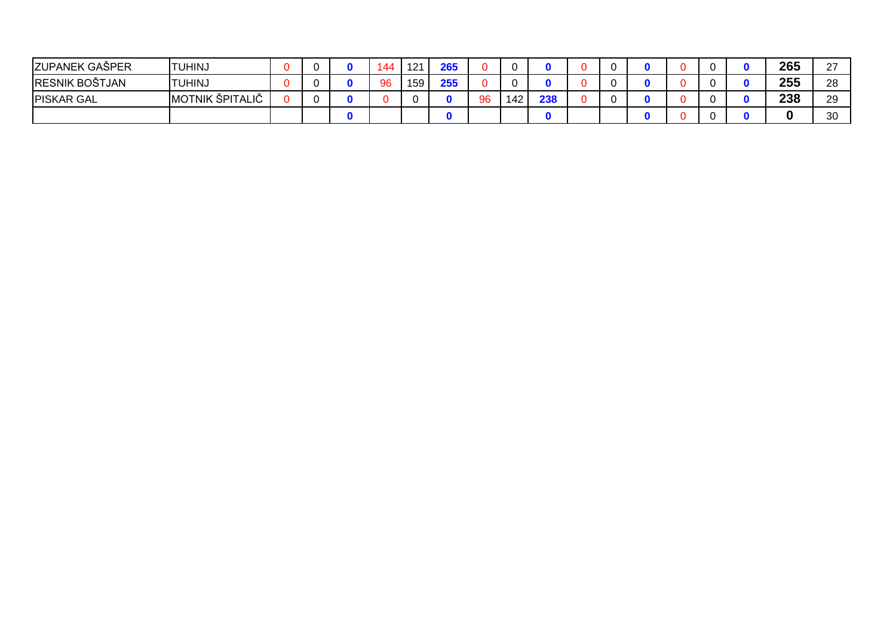| | | | | | | | | | | | | | | | | | | |
|---|---|---|---|---|---|---|---|---|---|---|---|---|---|---|---|---|---|---|
| ZUPANEK GAŠPER | TUHINJ | 0 | 0 | **0** | 144 | 121 | **265** | 0 | 0 | **0** | 0 | 0 | **0** | 0 | 0 | **0** | **265** | 27 |
| RESNIK BOŠTJAN | TUHINJ | 0 | 0 | **0** | 96 | 159 | **255** | 0 | 0 | **0** | 0 | 0 | **0** | 0 | 0 | **0** | **255** | 28 |
| PISKAR GAL | MOTNIK ŠPITALIČ | 0 | 0 | **0** | 0 | 0 | **0** | 96 | 142 | **238** | 0 | 0 | **0** | 0 | 0 | **0** | **238** | 29 |
| | | | | **0** | | | **0** | | | **0** | | | **0** | 0 | 0 | **0** | **0** | 30 |